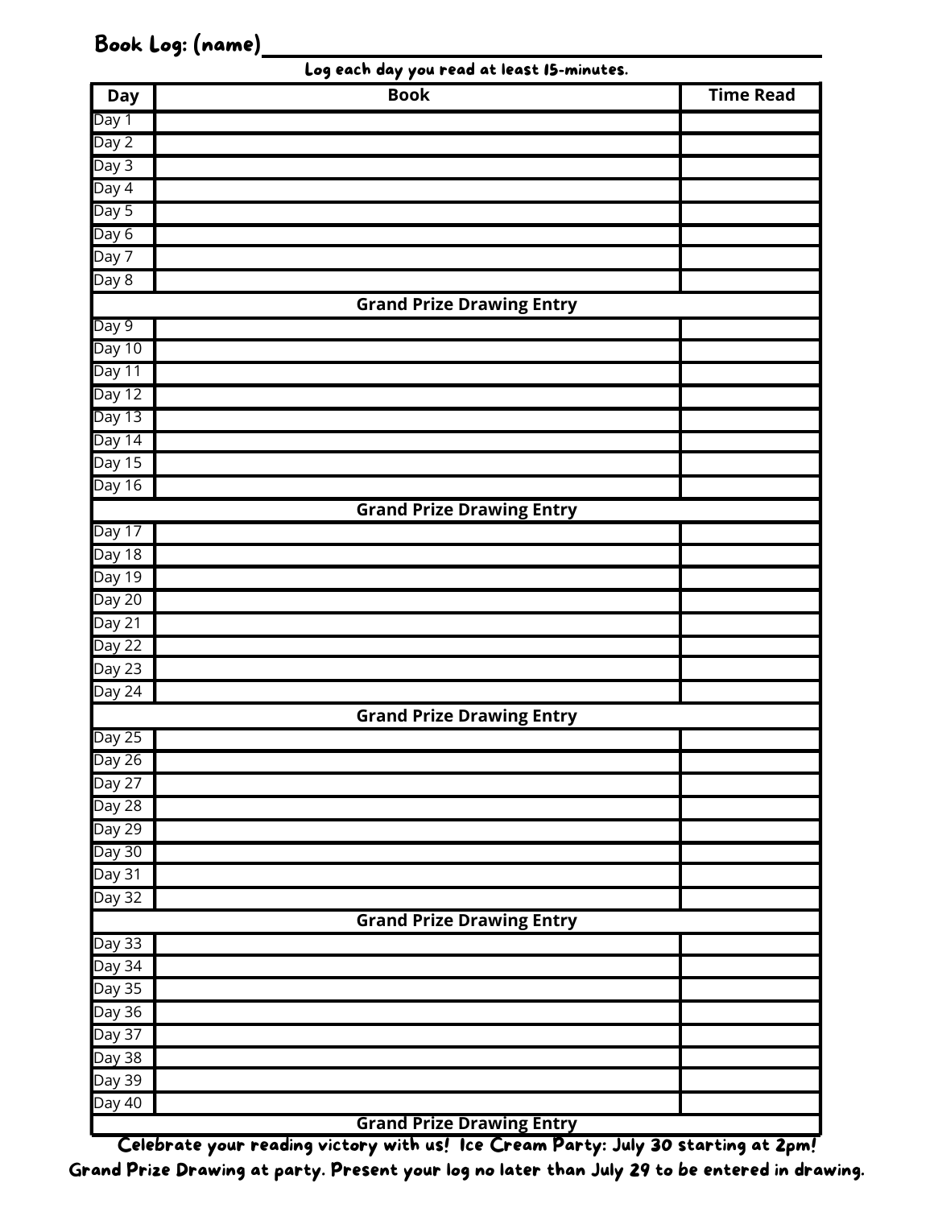Book Log: (name)\_\_\_\_\_\_\_\_\_\_\_\_\_\_\_\_\_\_\_\_\_\_\_\_\_\_\_\_\_\_\_\_\_\_\_\_\_\_\_\_

Log each day you read at least 15-minutes.

| Day | Book | Time Read |
|---|---|---|
| Day 1 | | |
| Day 2 | | |
| Day 3 | | |
| Day 4 | | |
| Day 5 | | |
| Day 6 | | |
| Day 7 | | |
| Day 8 | | |
| **Grand Prize Drawing Entry** | | |
| Day 9 | | |
| Day 10 | | |
| Day 11 | | |
| Day 12 | | |
| Day 13 | | |
| Day 14 | | |
| Day 15 | | |
| Day 16 | | |
| **Grand Prize Drawing Entry** | | |
| Day 17 | | |
| Day 18 | | |
| Day 19 | | |
| Day 20 | | |
| Day 21 | | |
| Day 22 | | |
| Day 23 | | |
| Day 24 | | |
| **Grand Prize Drawing Entry** | | |
| Day 25 | | |
| Day 26 | | |
| Day 27 | | |
| Day 28 | | |
| Day 29 | | |
| Day 30 | | |
| Day 31 | | |
| Day 32 | | |
| **Grand Prize Drawing Entry** | | |
| Day 33 | | |
| Day 34 | | |
| Day 35 | | |
| Day 36 | | |
| Day 37 | | |
| Day 38 | | |
| Day 39 | | |
| Day 40 | | |
| **Grand Prize Drawing Entry** | | |

**Celebrate your reading victory with us! Ice Cream Party: July 30 starting at 2pm!**

**Grand Prize Drawing at party. Present your log no later than July 29 to be entered in drawing.**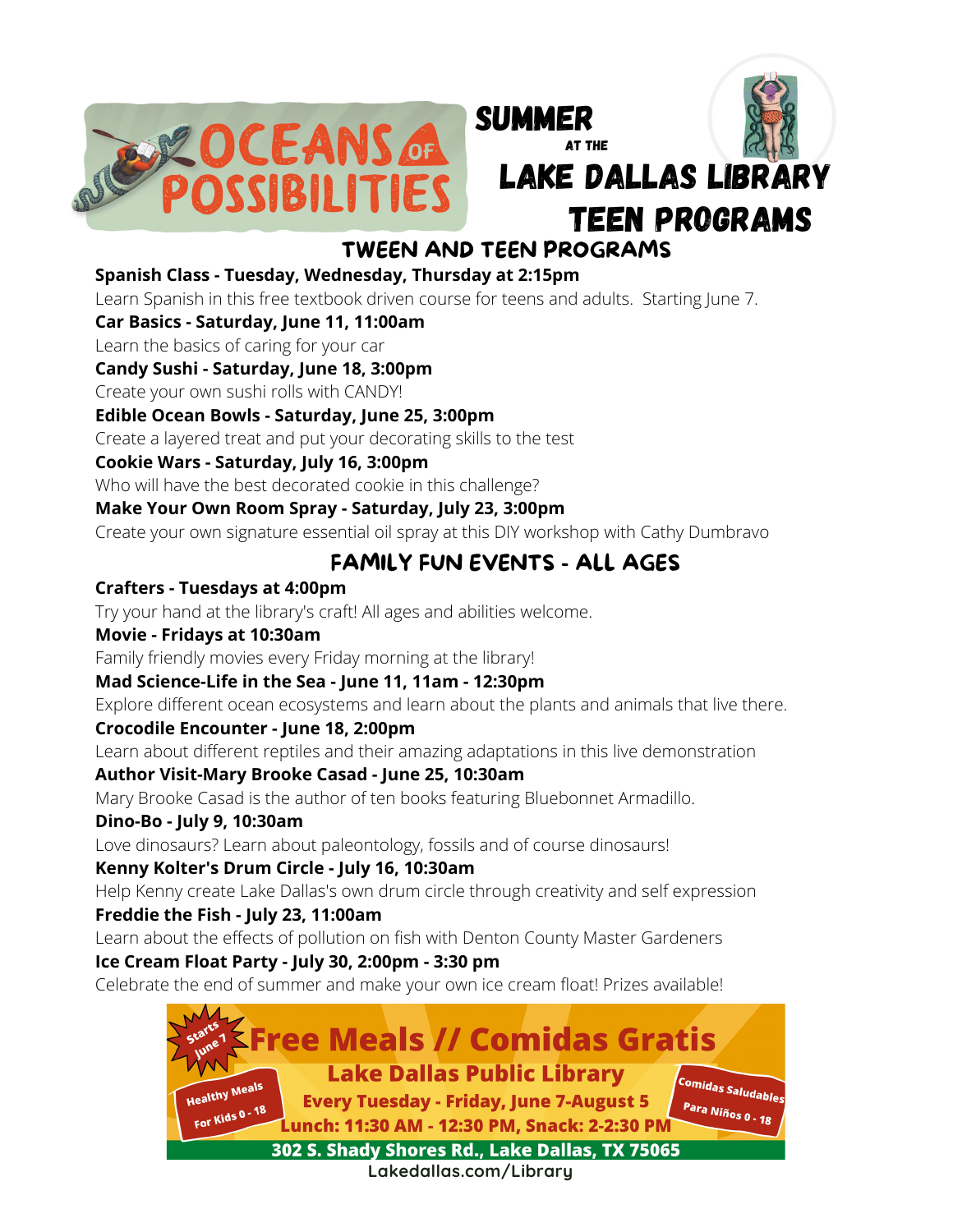# Oceans of Possibilities

# Summer at the Lake Dallas Library Teen Programs

## Tween and Teen Programs

**Spanish Class - Tuesday, Wednesday, Thursday at 2:15pm**
Learn Spanish in this free textbook driven course for teens and adults. Starting June 7.

**Car Basics - Saturday, June 11, 11:00am**
Learn the basics of caring for your car

**Candy Sushi - Saturday, June 18, 3:00pm**
Create your own sushi rolls with CANDY!

**Edible Ocean Bowls - Saturday, June 25, 3:00pm**
Create a layered treat and put your decorating skills to the test

**Cookie Wars - Saturday, July 16, 3:00pm**
Who will have the best decorated cookie in this challenge?

**Make Your Own Room Spray - Saturday, July 23, 3:00pm**
Create your own signature essential oil spray at this DIY workshop with Cathy Dumbravo

## Family Fun Events - All Ages

**Crafters - Tuesdays at 4:00pm**
Try your hand at the library's craft! All ages and abilities welcome.

**Movie - Fridays at 10:30am**
Family friendly movies every Friday morning at the library!

**Mad Science-Life in the Sea - June 11, 11am - 12:30pm**
Explore different ocean ecosystems and learn about the plants and animals that live there.

**Crocodile Encounter - June 18, 2:00pm**
Learn about different reptiles and their amazing adaptations in this live demonstration

**Author Visit-Mary Brooke Casad - June 25, 10:30am**
Mary Brooke Casad is the author of ten books featuring Bluebonnet Armadillo.

**Dino-Bo - July 9, 10:30am**
Love dinosaurs? Learn about paleontology, fossils and of course dinosaurs!

**Kenny Kolter's Drum Circle - July 16, 10:30am**
Help Kenny create Lake Dallas's own drum circle through creativity and self expression

**Freddie the Fish - July 23, 11:00am**
Learn about the effects of pollution on fish with Denton County Master Gardeners

**Ice Cream Float Party - July 30, 2:00pm - 3:30 pm**
Celebrate the end of summer and make your own ice cream float! Prizes available!

Starts June 7

**Free Meals // Comidas Gratis**

**Lake Dallas Public Library**

Healthy Meals For Kids 0 - 18

Comidas Saludables Para Niños 0 - 18

**Every Tuesday - Friday, June 7-August 5**

**Lunch: 11:30 AM - 12:30 PM, Snack: 2-2:30 PM**

**302 S. Shady Shores Rd., Lake Dallas, TX 75065**

Lakedallas.com/Library